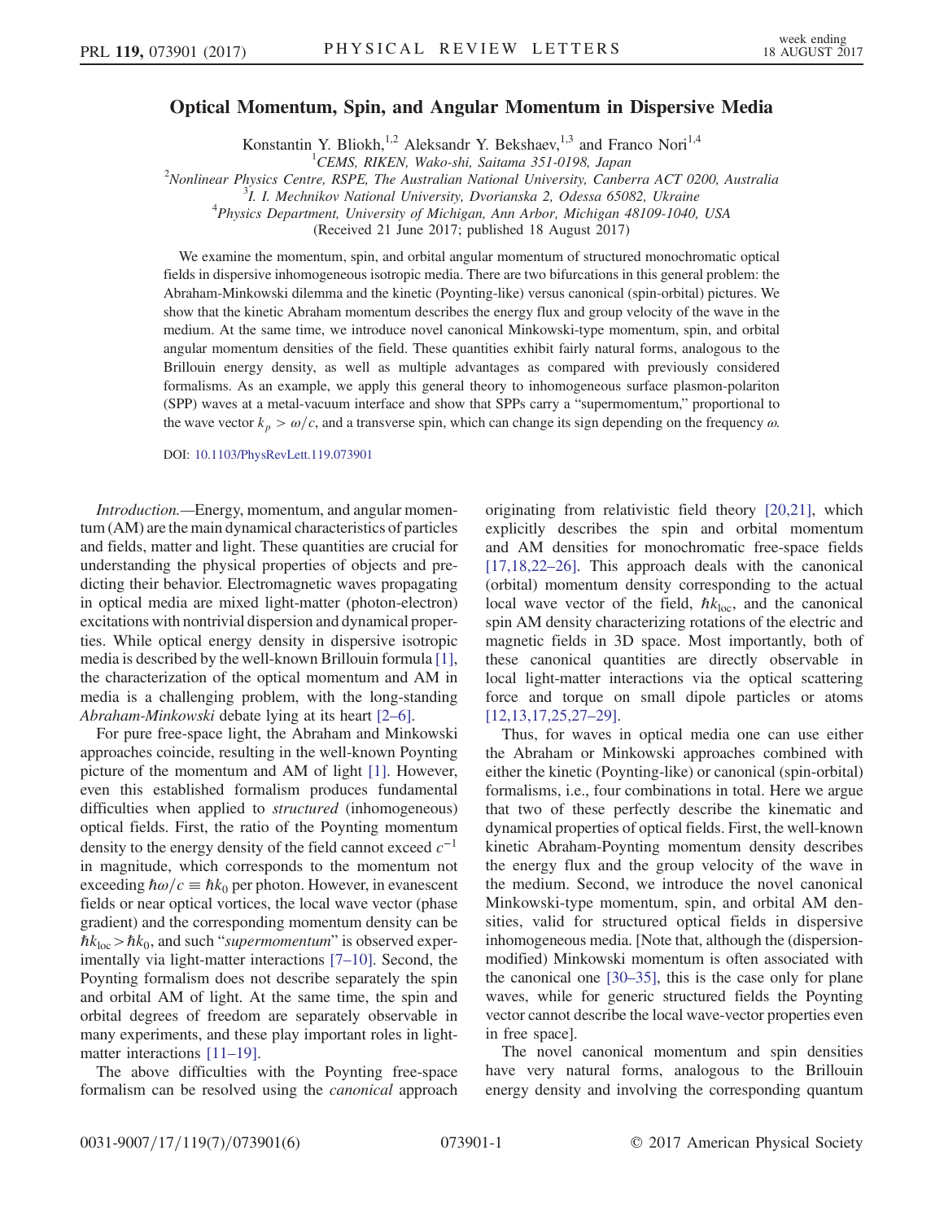# Optical Momentum, Spin, and Angular Momentum in Dispersive Media

Konstantin Y. Bliokh,[1,2] Aleksandr Y. Bekshaev,[1,3] and Franco Nori[1,4]

[1]CEMS, RIKEN, Wako-shi, Saitama 351-0198, Japan
[2]Nonlinear Physics Centre, RSPE, The Australian National University, Canberra ACT 0200, Australia
[3]I. I. Mechnikov National University, Dvorianska 2, Odessa 65082, Ukraine
[4]Physics Department, University of Michigan, Ann Arbor, Michigan 48109-1040, USA

(Received 21 June 2017; published 18 August 2017)

We examine the momentum, spin, and orbital angular momentum of structured monochromatic optical fields in dispersive inhomogeneous isotropic media. There are two bifurcations in this general problem: the Abraham-Minkowski dilemma and the kinetic (Poynting-like) versus canonical (spin-orbital) pictures. We show that the kinetic Abraham momentum describes the energy flux and group velocity of the wave in the medium. At the same time, we introduce novel canonical Minkowski-type momentum, spin, and orbital angular momentum densities of the field. These quantities exhibit fairly natural forms, analogous to the Brillouin energy density, as well as multiple advantages as compared with previously considered formalisms. As an example, we apply this general theory to inhomogeneous surface plasmon-polariton (SPP) waves at a metal-vacuum interface and show that SPPs carry a "supermomentum," proportional to the wave vector $k_p > \omega/c$, and a transverse spin, which can change its sign depending on the frequency $\omega$.

DOI: 10.1103/PhysRevLett.119.073901

*Introduction.*—Energy, momentum, and angular momentum (AM) are the main dynamical characteristics of particles and fields, matter and light. These quantities are crucial for understanding the physical properties of objects and predicting their behavior. Electromagnetic waves propagating in optical media are mixed light-matter (photon-electron) excitations with nontrivial dispersion and dynamical properties. While optical energy density in dispersive isotropic media is described by the well-known Brillouin formula [1], the characterization of the optical momentum and AM in media is a challenging problem, with the long-standing *Abraham-Minkowski* debate lying at its heart [2–6].

For pure free-space light, the Abraham and Minkowski approaches coincide, resulting in the well-known Poynting picture of the momentum and AM of light [1]. However, even this established formalism produces fundamental difficulties when applied to *structured* (inhomogeneous) optical fields. First, the ratio of the Poynting momentum density to the energy density of the field cannot exceed $c^{-1}$ in magnitude, which corresponds to the momentum not exceeding $\hbar\omega/c \equiv \hbar k_0$ per photon. However, in evanescent fields or near optical vortices, the local wave vector (phase gradient) and the corresponding momentum density can be $\hbar k_{\rm loc} > \hbar k_0$, and such "*supermomentum*" is observed experimentally via light-matter interactions [7–10]. Second, the Poynting formalism does not describe separately the spin and orbital AM of light. At the same time, the spin and orbital degrees of freedom are separately observable in many experiments, and these play important roles in light-matter interactions [11–19].

The above difficulties with the Poynting free-space formalism can be resolved using the *canonical* approach originating from relativistic field theory [20,21], which explicitly describes the spin and orbital momentum and AM densities for monochromatic free-space fields [17,18,22–26]. This approach deals with the canonical (orbital) momentum density corresponding to the actual local wave vector of the field, $\hbar k_{\rm loc}$, and the canonical spin AM density characterizing rotations of the electric and magnetic fields in 3D space. Most importantly, both of these canonical quantities are directly observable in local light-matter interactions via the optical scattering force and torque on small dipole particles or atoms [12,13,17,25,27–29].

Thus, for waves in optical media one can use either the Abraham or Minkowski approaches combined with either the kinetic (Poynting-like) or canonical (spin-orbital) formalisms, i.e., four combinations in total. Here we argue that two of these perfectly describe the kinematic and dynamical properties of optical fields. First, the well-known kinetic Abraham-Poynting momentum density describes the energy flux and the group velocity of the wave in the medium. Second, we introduce the novel canonical Minkowski-type momentum, spin, and orbital AM densities, valid for structured optical fields in dispersive inhomogeneous media. [Note that, although the (dispersion-modified) Minkowski momentum is often associated with the canonical one [30–35], this is the case only for plane waves, while for generic structured fields the Poynting vector cannot describe the local wave-vector properties even in free space].

The novel canonical momentum and spin densities have very natural forms, analogous to the Brillouin energy density and involving the corresponding quantum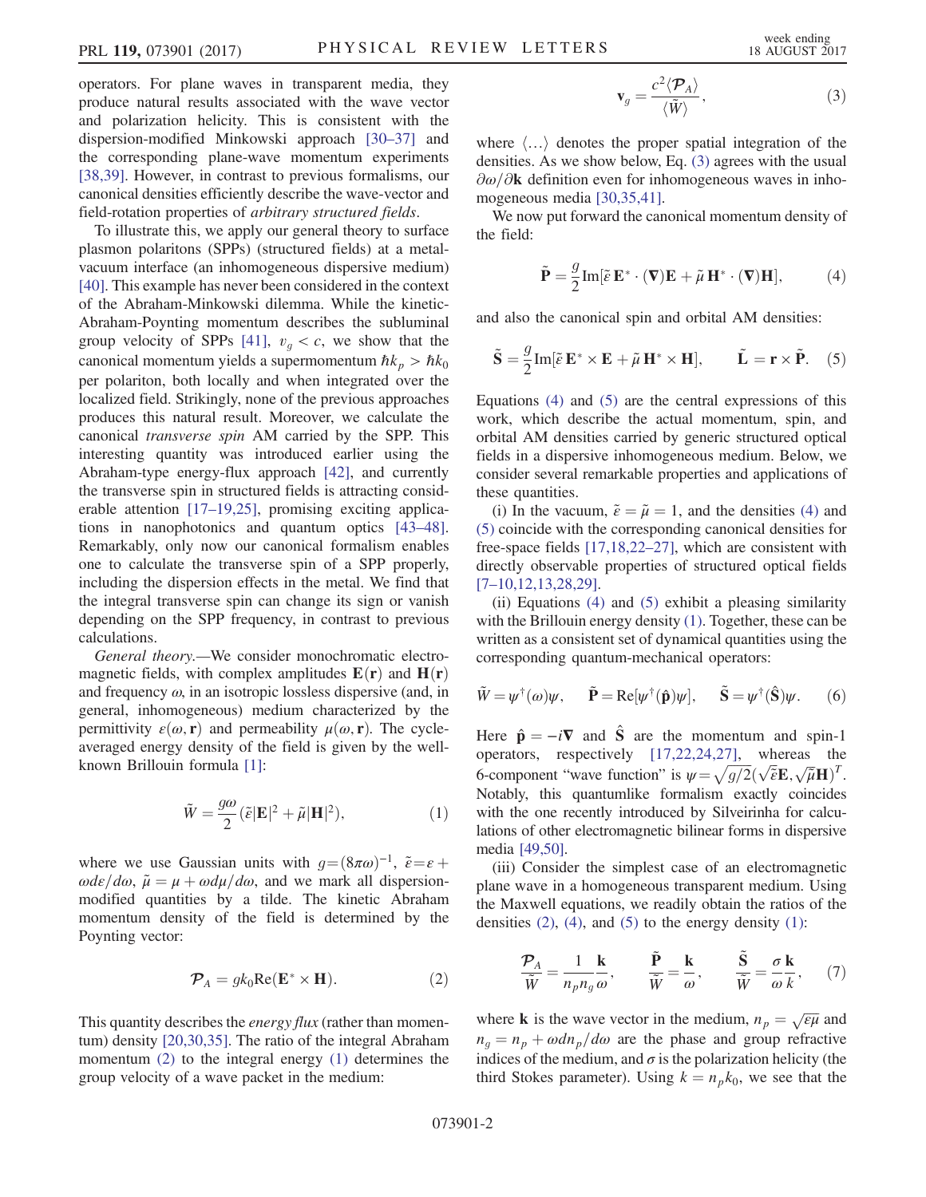operators. For plane waves in transparent media, they produce natural results associated with the wave vector and polarization helicity. This is consistent with the dispersion-modified Minkowski approach [30–37] and the corresponding plane-wave momentum experiments [38,39]. However, in contrast to previous formalisms, our canonical densities efficiently describe the wave-vector and field-rotation properties of *arbitrary structured fields*.

To illustrate this, we apply our general theory to surface plasmon polaritons (SPPs) (structured fields) at a metal-vacuum interface (an inhomogeneous dispersive medium) [40]. This example has never been considered in the context of the Abraham-Minkowski dilemma. While the kinetic-Abraham-Poynting momentum describes the subluminal group velocity of SPPs [41], $v_g < c$, we show that the canonical momentum yields a supermomentum $\hbar k_p > \hbar k_0$ per polariton, both locally and when integrated over the localized field. Strikingly, none of the previous approaches produces this natural result. Moreover, we calculate the canonical *transverse spin* AM carried by the SPP. This interesting quantity was introduced earlier using the Abraham-type energy-flux approach [42], and currently the transverse spin in structured fields is attracting considerable attention [17–19,25], promising exciting applications in nanophotonics and quantum optics [43–48]. Remarkably, only now our canonical formalism enables one to calculate the transverse spin of a SPP properly, including the dispersion effects in the metal. We find that the integral transverse spin can change its sign or vanish depending on the SPP frequency, in contrast to previous calculations.

*General theory.*—We consider monochromatic electromagnetic fields, with complex amplitudes $\mathbf{E}(\mathbf{r})$ and $\mathbf{H}(\mathbf{r})$ and frequency $\omega$, in an isotropic lossless dispersive (and, in general, inhomogeneous) medium characterized by the permittivity $\varepsilon(\omega, \mathbf{r})$ and permeability $\mu(\omega, \mathbf{r})$. The cycle-averaged energy density of the field is given by the well-known Brillouin formula [1]:

$$\tilde{W} = \frac{g\omega}{2}(\tilde{\varepsilon}|\mathbf{E}|^2 + \tilde{\mu}|\mathbf{H}|^2), \tag{1}$$

where we use Gaussian units with $g = (8\pi\omega)^{-1}$, $\tilde{\varepsilon} = \varepsilon + \omega d\varepsilon/d\omega$, $\tilde{\mu} = \mu + \omega d\mu/d\omega$, and we mark all dispersion-modified quantities by a tilde. The kinetic Abraham momentum density of the field is determined by the Poynting vector:

$$\boldsymbol{\mathcal{P}}_A = g k_0 \mathrm{Re}(\mathbf{E}^* \times \mathbf{H}). \tag{2}$$

This quantity describes the *energy flux* (rather than momentum) density [20,30,35]. The ratio of the integral Abraham momentum (2) to the integral energy (1) determines the group velocity of a wave packet in the medium:

$$\mathbf{v}_g = \frac{c^2 \langle \boldsymbol{\mathcal{P}}_A \rangle}{\langle \tilde{W} \rangle}, \tag{3}$$

where $\langle \ldots \rangle$ denotes the proper spatial integration of the densities. As we show below, Eq. (3) agrees with the usual $\partial\omega/\partial\mathbf{k}$ definition even for inhomogeneous waves in inhomogeneous media [30,35,41].

We now put forward the canonical momentum density of the field:

$$\tilde{\mathbf{P}} = \frac{g}{2} \mathrm{Im}[\tilde{\varepsilon}\, \mathbf{E}^* \cdot (\boldsymbol{\nabla})\mathbf{E} + \tilde{\mu}\, \mathbf{H}^* \cdot (\boldsymbol{\nabla})\mathbf{H}], \tag{4}$$

and also the canonical spin and orbital AM densities:

$$\tilde{\mathbf{S}} = \frac{g}{2} \mathrm{Im}[\tilde{\varepsilon}\, \mathbf{E}^* \times \mathbf{E} + \tilde{\mu}\, \mathbf{H}^* \times \mathbf{H}], \qquad \tilde{\mathbf{L}} = \mathbf{r} \times \tilde{\mathbf{P}}. \tag{5}$$

Equations (4) and (5) are the central expressions of this work, which describe the actual momentum, spin, and orbital AM densities carried by generic structured optical fields in a dispersive inhomogeneous medium. Below, we consider several remarkable properties and applications of these quantities.

(i) In the vacuum, $\tilde{\varepsilon} = \tilde{\mu} = 1$, and the densities (4) and (5) coincide with the corresponding canonical densities for free-space fields [17,18,22–27], which are consistent with directly observable properties of structured optical fields [7–10,12,13,28,29].

(ii) Equations (4) and (5) exhibit a pleasing similarity with the Brillouin energy density (1). Together, these can be written as a consistent set of dynamical quantities using the corresponding quantum-mechanical operators:

$$\tilde{W} = \psi^\dagger(\omega)\psi, \qquad \tilde{\mathbf{P}} = \mathrm{Re}[\psi^\dagger(\hat{\mathbf{p}})\psi], \qquad \tilde{\mathbf{S}} = \psi^\dagger(\hat{\mathbf{S}})\psi. \tag{6}$$

Here $\hat{\mathbf{p}} = -i\boldsymbol{\nabla}$ and $\hat{\mathbf{S}}$ are the momentum and spin-1 operators, respectively [17,22,24,27], whereas the 6-component "wave function" is $\psi = \sqrt{g/2}(\sqrt{\tilde{\varepsilon}}\mathbf{E}, \sqrt{\tilde{\mu}}\mathbf{H})^T$. Notably, this quantumlike formalism exactly coincides with the one recently introduced by Silveirinha for calculations of other electromagnetic bilinear forms in dispersive media [49,50].

(iii) Consider the simplest case of an electromagnetic plane wave in a homogeneous transparent medium. Using the Maxwell equations, we readily obtain the ratios of the densities (2), (4), and (5) to the energy density (1):

$$\frac{\boldsymbol{\mathcal{P}}_A}{\tilde{W}} = \frac{1}{n_p n_g} \frac{\mathbf{k}}{\omega}, \qquad \frac{\tilde{\mathbf{P}}}{\tilde{W}} = \frac{\mathbf{k}}{\omega}, \qquad \frac{\tilde{\mathbf{S}}}{\tilde{W}} = \frac{\sigma}{\omega} \frac{\mathbf{k}}{k}, \tag{7}$$

where $\mathbf{k}$ is the wave vector in the medium, $n_p = \sqrt{\varepsilon\mu}$ and $n_g = n_p + \omega dn_p/d\omega$ are the phase and group refractive indices of the medium, and $\sigma$ is the polarization helicity (the third Stokes parameter). Using $k = n_p k_0$, we see that the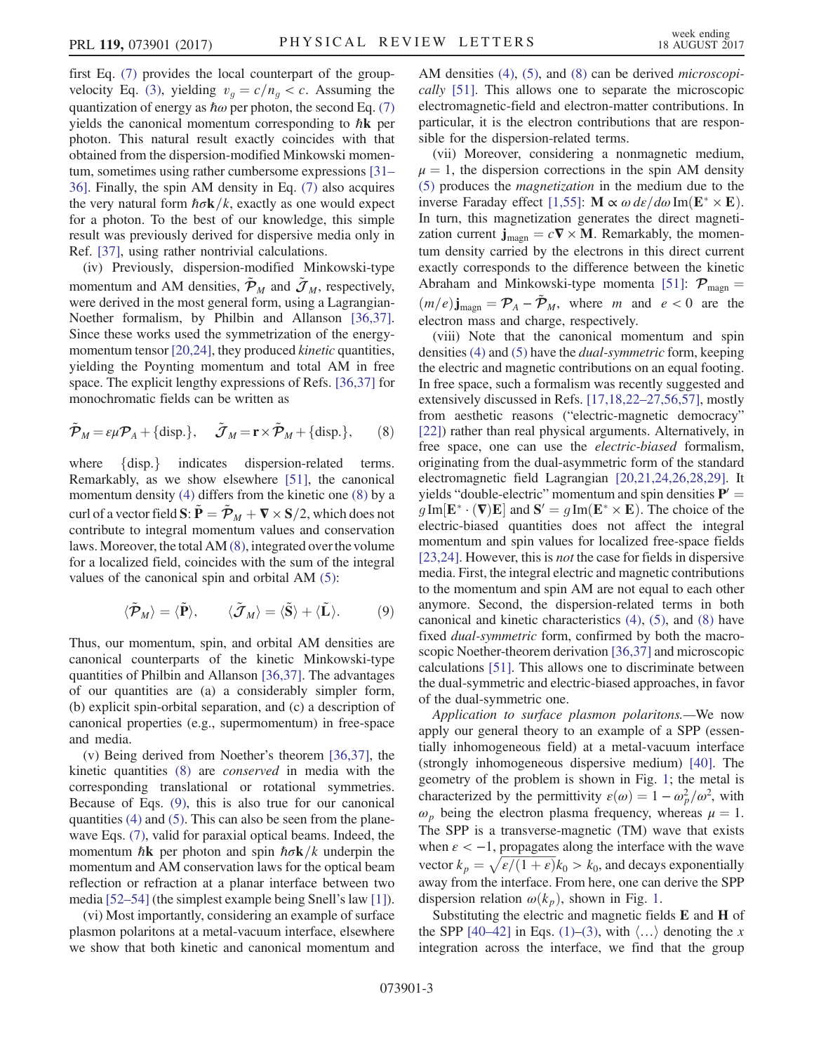first Eq. (7) provides the local counterpart of the group-velocity Eq. (3), yielding $v_g = c/n_g < c$. Assuming the quantization of energy as $\hbar\omega$ per photon, the second Eq. (7) yields the canonical momentum corresponding to $\hbar\mathbf{k}$ per photon. This natural result exactly coincides with that obtained from the dispersion-modified Minkowski momentum, sometimes using rather cumbersome expressions [31–36]. Finally, the spin AM density in Eq. (7) also acquires the very natural form $\hbar\sigma\mathbf{k}/k$, exactly as one would expect for a photon. To the best of our knowledge, this simple result was previously derived for dispersive media only in Ref. [37], using rather nontrivial calculations.

(iv) Previously, dispersion-modified Minkowski-type momentum and AM densities, $\tilde{\mathcal{P}}_M$ and $\tilde{\mathcal{J}}_M$, respectively, were derived in the most general form, using a Lagrangian-Noether formalism, by Philbin and Allanson [36,37]. Since these works used the symmetrization of the energy-momentum tensor [20,24], they produced *kinetic* quantities, yielding the Poynting momentum and total AM in free space. The explicit lengthy expressions of Refs. [36,37] for monochromatic fields can be written as

$$\tilde{\mathcal{P}}_M = \varepsilon\mu\mathcal{P}_A + \{\text{disp.}\}, \qquad \tilde{\mathcal{J}}_M = \mathbf{r}\times\tilde{\mathcal{P}}_M + \{\text{disp.}\}, \qquad (8)$$

where $\{\text{disp.}\}$ indicates dispersion-related terms. Remarkably, as we show elsewhere [51], the canonical momentum density (4) differs from the kinetic one (8) by a curl of a vector field $\mathbf{S}$: $\tilde{\mathbf{P}} = \tilde{\mathcal{P}}_M + \nabla\times\mathbf{S}/2$, which does not contribute to integral momentum values and conservation laws. Moreover, the total AM (8), integrated over the volume for a localized field, coincides with the sum of the integral values of the canonical spin and orbital AM (5):

$$\langle\tilde{\mathcal{P}}_M\rangle = \langle\tilde{\mathbf{P}}\rangle, \qquad \langle\tilde{\mathcal{J}}_M\rangle = \langle\tilde{\mathbf{S}}\rangle + \langle\tilde{\mathbf{L}}\rangle. \qquad (9)$$

Thus, our momentum, spin, and orbital AM densities are canonical counterparts of the kinetic Minkowski-type quantities of Philbin and Allanson [36,37]. The advantages of our quantities are (a) a considerably simpler form, (b) explicit spin-orbital separation, and (c) a description of canonical properties (e.g., supermomentum) in free-space and media.

(v) Being derived from Noether's theorem [36,37], the kinetic quantities (8) are *conserved* in media with the corresponding translational or rotational symmetries. Because of Eqs. (9), this is also true for our canonical quantities (4) and (5). This can also be seen from the plane-wave Eqs. (7), valid for paraxial optical beams. Indeed, the momentum $\hbar\mathbf{k}$ per photon and spin $\hbar\sigma\mathbf{k}/k$ underpin the momentum and AM conservation laws for the optical beam reflection or refraction at a planar interface between two media [52–54] (the simplest example being Snell's law [1]).

(vi) Most importantly, considering an example of surface plasmon polaritons at a metal-vacuum interface, elsewhere we show that both kinetic and canonical momentum and AM densities (4), (5), and (8) can be derived *microscopically* [51]. This allows one to separate the microscopic electromagnetic-field and electron-matter contributions. In particular, it is the electron contributions that are responsible for the dispersion-related terms.

(vii) Moreover, considering a nonmagnetic medium, $\mu = 1$, the dispersion corrections in the spin AM density (5) produces the *magnetization* in the medium due to the inverse Faraday effect [1,55]: $\mathbf{M} \propto \omega\, d\varepsilon/d\omega\, \mathrm{Im}(\mathbf{E}^*\times\mathbf{E})$. In turn, this magnetization generates the direct magnetization current $\mathbf{j}_{\text{magn}} = c\nabla\times\mathbf{M}$. Remarkably, the momentum density carried by the electrons in this direct current exactly corresponds to the difference between the kinetic Abraham and Minkowski-type momenta [51]: $\mathcal{P}_{\text{magn}} = (m/e)\mathbf{j}_{\text{magn}} = \mathcal{P}_A - \tilde{\mathcal{P}}_M$, where $m$ and $e < 0$ are the electron mass and charge, respectively.

(viii) Note that the canonical momentum and spin densities (4) and (5) have the *dual-symmetric* form, keeping the electric and magnetic contributions on an equal footing. In free space, such a formalism was recently suggested and extensively discussed in Refs. [17,18,22–27,56,57], mostly from aesthetic reasons ("electric-magnetic democracy" [22]) rather than real physical arguments. Alternatively, in free space, one can use the *electric-biased* formalism, originating from the dual-asymmetric form of the standard electromagnetic field Lagrangian [20,21,24,26,28,29]. It yields "double-electric" momentum and spin densities $\mathbf{P}' = g\,\mathrm{Im}[\mathbf{E}^*\cdot(\nabla)\mathbf{E}]$ and $\mathbf{S}' = g\,\mathrm{Im}(\mathbf{E}^*\times\mathbf{E})$. The choice of the electric-biased quantities does not affect the integral momentum and spin values for localized free-space fields [23,24]. However, this is *not* the case for fields in dispersive media. First, the integral electric and magnetic contributions to the momentum and spin AM are not equal to each other anymore. Second, the dispersion-related terms in both canonical and kinetic characteristics (4), (5), and (8) have fixed *dual-symmetric* form, confirmed by both the macroscopic Noether-theorem derivation [36,37] and microscopic calculations [51]. This allows one to discriminate between the dual-symmetric and electric-biased approaches, in favor of the dual-symmetric one.

*Application to surface plasmon polaritons.*—We now apply our general theory to an example of a SPP (essentially inhomogeneous field) at a metal-vacuum interface (strongly inhomogeneous dispersive medium) [40]. The geometry of the problem is shown in Fig. 1; the metal is characterized by the permittivity $\varepsilon(\omega) = 1 - \omega_p^2/\omega^2$, with $\omega_p$ being the electron plasma frequency, whereas $\mu = 1$. The SPP is a transverse-magnetic (TM) wave that exists when $\varepsilon < -1$, propagates along the interface with the wave vector $k_p = \sqrt{\varepsilon/(1+\varepsilon)}k_0 > k_0$, and decays exponentially away from the interface. From here, one can derive the SPP dispersion relation $\omega(k_p)$, shown in Fig. 1.

Substituting the electric and magnetic fields $\mathbf{E}$ and $\mathbf{H}$ of the SPP [40–42] in Eqs. (1)–(3), with $\langle\ldots\rangle$ denoting the $x$ integration across the interface, we find that the group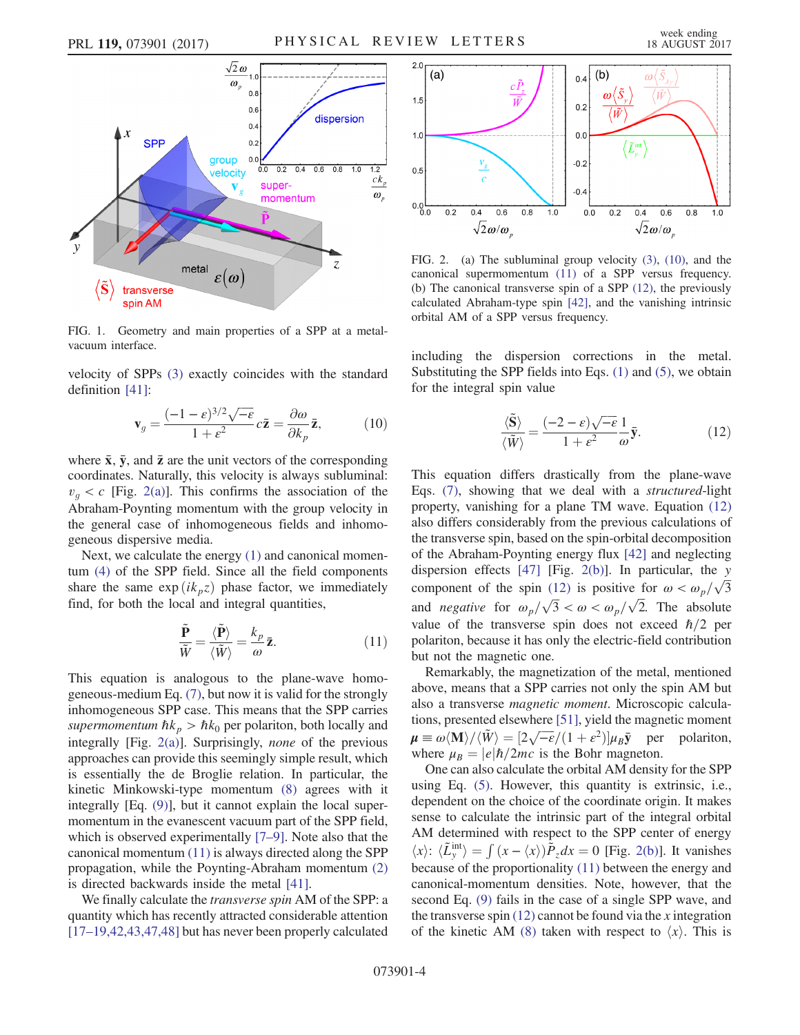FIG. 1. Geometry and main properties of a SPP at a metal-vacuum interface.

velocity of SPPs (3) exactly coincides with the standard definition [41]:

$$\mathbf{v}_g = \frac{(-1-\varepsilon)^{3/2}\sqrt{-\varepsilon}}{1+\varepsilon^2} c\bar{\mathbf{z}} = \frac{\partial \omega}{\partial k_p}\bar{\mathbf{z}}, \tag{10}$$

where $\bar{\mathbf{x}}$, $\bar{\mathbf{y}}$, and $\bar{\mathbf{z}}$ are the unit vectors of the corresponding coordinates. Naturally, this velocity is always subluminal: $v_g < c$ [Fig. 2(a)]. This confirms the association of the Abraham-Poynting momentum with the group velocity in the general case of inhomogeneous fields and inhomogeneous dispersive media.

Next, we calculate the energy (1) and canonical momentum (4) of the SPP field. Since all the field components share the same $\exp(ik_p z)$ phase factor, we immediately find, for both the local and integral quantities,

$$\frac{\tilde{\mathbf{P}}}{\tilde{W}} = \frac{\langle \tilde{\mathbf{P}} \rangle}{\langle \tilde{W} \rangle} = \frac{k_p}{\omega}\bar{\mathbf{z}}. \tag{11}$$

This equation is analogous to the plane-wave homogeneous-medium Eq. (7), but now it is valid for the strongly inhomogeneous SPP case. This means that the SPP carries *supermomentum* $\hbar k_p > \hbar k_0$ per polariton, both locally and integrally [Fig. 2(a)]. Surprisingly, *none* of the previous approaches can provide this seemingly simple result, which is essentially the de Broglie relation. In particular, the kinetic Minkowski-type momentum (8) agrees with it integrally [Eq. (9)], but it cannot explain the local supermomentum in the evanescent vacuum part of the SPP field, which is observed experimentally [7–9]. Note also that the canonical momentum (11) is always directed along the SPP propagation, while the Poynting-Abraham momentum (2) is directed backwards inside the metal [41].

We finally calculate the *transverse* spin AM of the SPP: a quantity which has recently attracted considerable attention [17–19,42,43,47,48] but has never been properly calculated including the dispersion corrections in the metal. Substituting the SPP fields into Eqs. (1) and (5), we obtain for the integral spin value

$$\frac{\langle \tilde{\mathbf{S}} \rangle}{\langle \tilde{W} \rangle} = \frac{(-2-\varepsilon)\sqrt{-\varepsilon}}{1+\varepsilon^2}\frac{1}{\omega}\bar{\mathbf{y}}. \tag{12}$$

This equation differs drastically from the plane-wave Eqs. (7), showing that we deal with a *structured*-light property, vanishing for a plane TM wave. Equation (12) also differs considerably from the previous calculations of the transverse spin, based on the spin-orbital decomposition of the Abraham-Poynting energy flux [42] and neglecting dispersion effects [47] [Fig. 2(b)]. In particular, the $y$ component of the spin (12) is positive for $\omega < \omega_p/\sqrt{3}$ and *negative* for $\omega_p/\sqrt{3} < \omega < \omega_p/\sqrt{2}$. The absolute value of the transverse spin does not exceed $\hbar/2$ per polariton, because it has only the electric-field contribution but not the magnetic one.

Remarkably, the magnetization of the metal, mentioned above, means that a SPP carries not only the spin AM but also a transverse *magnetic moment*. Microscopic calculations, presented elsewhere [51], yield the magnetic moment $\boldsymbol{\mu} \equiv \omega\langle \mathbf{M} \rangle / \langle \tilde{W} \rangle = [2\sqrt{-\varepsilon}/(1+\varepsilon^2)]\mu_B \bar{\mathbf{y}}$ per polariton, where $\mu_B = |e|\hbar/2mc$ is the Bohr magneton.

One can also calculate the orbital AM density for the SPP using Eq. (5). However, this quantity is extrinsic, i.e., dependent on the choice of the coordinate origin. It makes sense to calculate the intrinsic part of the integral orbital AM determined with respect to the SPP center of energy $\langle x \rangle$: $\langle \tilde{L}_y^{\mathrm{int}} \rangle = \int (x - \langle x \rangle)\tilde{P}_z dx = 0$ [Fig. 2(b)]. It vanishes because of the proportionality (11) between the energy and canonical-momentum densities. Note, however, that the second Eq. (9) fails in the case of a single SPP wave, and the transverse spin (12) cannot be found via the $x$ integration of the kinetic AM (8) taken with respect to $\langle x \rangle$. This is

FIG. 2. (a) The subluminal group velocity (3), (10), and the canonical supermomentum (11) of a SPP versus frequency. (b) The canonical transverse spin of a SPP (12), the previously calculated Abraham-type spin [42], and the vanishing intrinsic orbital AM of a SPP versus frequency.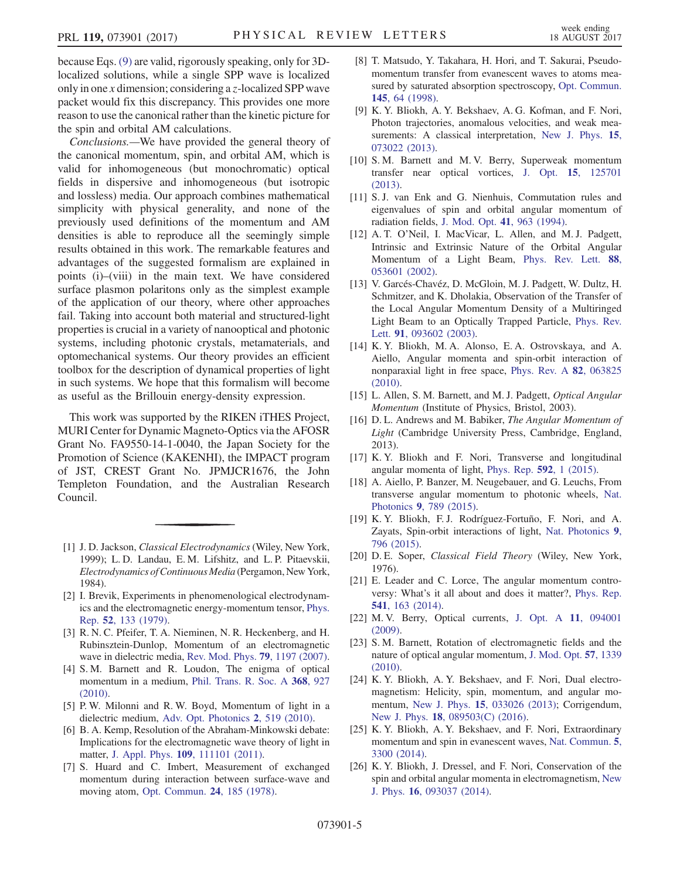because Eqs. (9) are valid, rigorously speaking, only for 3D-localized solutions, while a single SPP wave is localized only in one $x$ dimension; considering a $z$-localized SPP wave packet would fix this discrepancy. This provides one more reason to use the canonical rather than the kinetic picture for the spin and orbital AM calculations.

*Conclusions.*—We have provided the general theory of the canonical momentum, spin, and orbital AM, which is valid for inhomogeneous (but monochromatic) optical fields in dispersive and inhomogeneous (but isotropic and lossless) media. Our approach combines mathematical simplicity with physical generality, and none of the previously used definitions of the momentum and AM densities is able to reproduce all the seemingly simple results obtained in this work. The remarkable features and advantages of the suggested formalism are explained in points (i)–(viii) in the main text. We have considered surface plasmon polaritons only as the simplest example of the application of our theory, where other approaches fail. Taking into account both material and structured-light properties is crucial in a variety of nanooptical and photonic systems, including photonic crystals, metamaterials, and optomechanical systems. Our theory provides an efficient toolbox for the description of dynamical properties of light in such systems. We hope that this formalism will become as useful as the Brillouin energy-density expression.

This work was supported by the RIKEN iTHES Project, MURI Center for Dynamic Magneto-Optics via the AFOSR Grant No. FA9550-14-1-0040, the Japan Society for the Promotion of Science (KAKENHI), the IMPACT program of JST, CREST Grant No. JPMJCR1676, the John Templeton Foundation, and the Australian Research Council.

---

[1] J. D. Jackson, *Classical Electrodynamics* (Wiley, New York, 1999); L. D. Landau, E. M. Lifshitz, and L. P. Pitaevskii, *Electrodynamics of Continuous Media* (Pergamon, New York, 1984).

[2] I. Brevik, Experiments in phenomenological electrodynamics and the electromagnetic energy-momentum tensor, Phys. Rep. **52**, 133 (1979).

[3] R. N. C. Pfeifer, T. A. Nieminen, N. R. Heckenberg, and H. Rubinsztein-Dunlop, Momentum of an electromagnetic wave in dielectric media, Rev. Mod. Phys. **79**, 1197 (2007).

[4] S. M. Barnett and R. Loudon, The enigma of optical momentum in a medium, Phil. Trans. R. Soc. A **368**, 927 (2010).

[5] P. W. Milonni and R. W. Boyd, Momentum of light in a dielectric medium, Adv. Opt. Photonics **2**, 519 (2010).

[6] B. A. Kemp, Resolution of the Abraham-Minkowski debate: Implications for the electromagnetic wave theory of light in matter, J. Appl. Phys. **109**, 111101 (2011).

[7] S. Huard and C. Imbert, Measurement of exchanged momentum during interaction between surface-wave and moving atom, Opt. Commun. **24**, 185 (1978).

[8] T. Matsudo, Y. Takahara, H. Hori, and T. Sakurai, Pseudomomentum transfer from evanescent waves to atoms measured by saturated absorption spectroscopy, Opt. Commun. **145**, 64 (1998).

[9] K. Y. Bliokh, A. Y. Bekshaev, A. G. Kofman, and F. Nori, Photon trajectories, anomalous velocities, and weak measurements: A classical interpretation, New J. Phys. **15**, 073022 (2013).

[10] S. M. Barnett and M. V. Berry, Superweak momentum transfer near optical vortices, J. Opt. **15**, 125701 (2013).

[11] S. J. van Enk and G. Nienhuis, Commutation rules and eigenvalues of spin and orbital angular momentum of radiation fields, J. Mod. Opt. **41**, 963 (1994).

[12] A. T. O'Neil, I. MacVicar, L. Allen, and M. J. Padgett, Intrinsic and Extrinsic Nature of the Orbital Angular Momentum of a Light Beam, Phys. Rev. Lett. **88**, 053601 (2002).

[13] V. Garcés-Chavéz, D. McGloin, M. J. Padgett, W. Dultz, H. Schmitzer, and K. Dholakia, Observation of the Transfer of the Local Angular Momentum Density of a Multiringed Light Beam to an Optically Trapped Particle, Phys. Rev. Lett. **91**, 093602 (2003).

[14] K. Y. Bliokh, M. A. Alonso, E. A. Ostrovskaya, and A. Aiello, Angular momenta and spin-orbit interaction of nonparaxial light in free space, Phys. Rev. A **82**, 063825 (2010).

[15] L. Allen, S. M. Barnett, and M. J. Padgett, *Optical Angular Momentum* (Institute of Physics, Bristol, 2003).

[16] D. L. Andrews and M. Babiker, *The Angular Momentum of Light* (Cambridge University Press, Cambridge, England, 2013).

[17] K. Y. Bliokh and F. Nori, Transverse and longitudinal angular momenta of light, Phys. Rep. **592**, 1 (2015).

[18] A. Aiello, P. Banzer, M. Neugebauer, and G. Leuchs, From transverse angular momentum to photonic wheels, Nat. Photonics **9**, 789 (2015).

[19] K. Y. Bliokh, F. J. Rodríguez-Fortuño, F. Nori, and A. Zayats, Spin-orbit interactions of light, Nat. Photonics **9**, 796 (2015).

[20] D. E. Soper, *Classical Field Theory* (Wiley, New York, 1976).

[21] E. Leader and C. Lorce, The angular momentum controversy: What's it all about and does it matter?, Phys. Rep. **541**, 163 (2014).

[22] M. V. Berry, Optical currents, J. Opt. A **11**, 094001 (2009).

[23] S. M. Barnett, Rotation of electromagnetic fields and the nature of optical angular momentum, J. Mod. Opt. **57**, 1339 (2010).

[24] K. Y. Bliokh, A. Y. Bekshaev, and F. Nori, Dual electromagnetism: Helicity, spin, momentum, and angular momentum, New J. Phys. **15**, 033026 (2013); Corrigendum, New J. Phys. **18**, 089503(C) (2016).

[25] K. Y. Bliokh, A. Y. Bekshaev, and F. Nori, Extraordinary momentum and spin in evanescent waves, Nat. Commun. **5**, 3300 (2014).

[26] K. Y. Bliokh, J. Dressel, and F. Nori, Conservation of the spin and orbital angular momenta in electromagnetism, New J. Phys. **16**, 093037 (2014).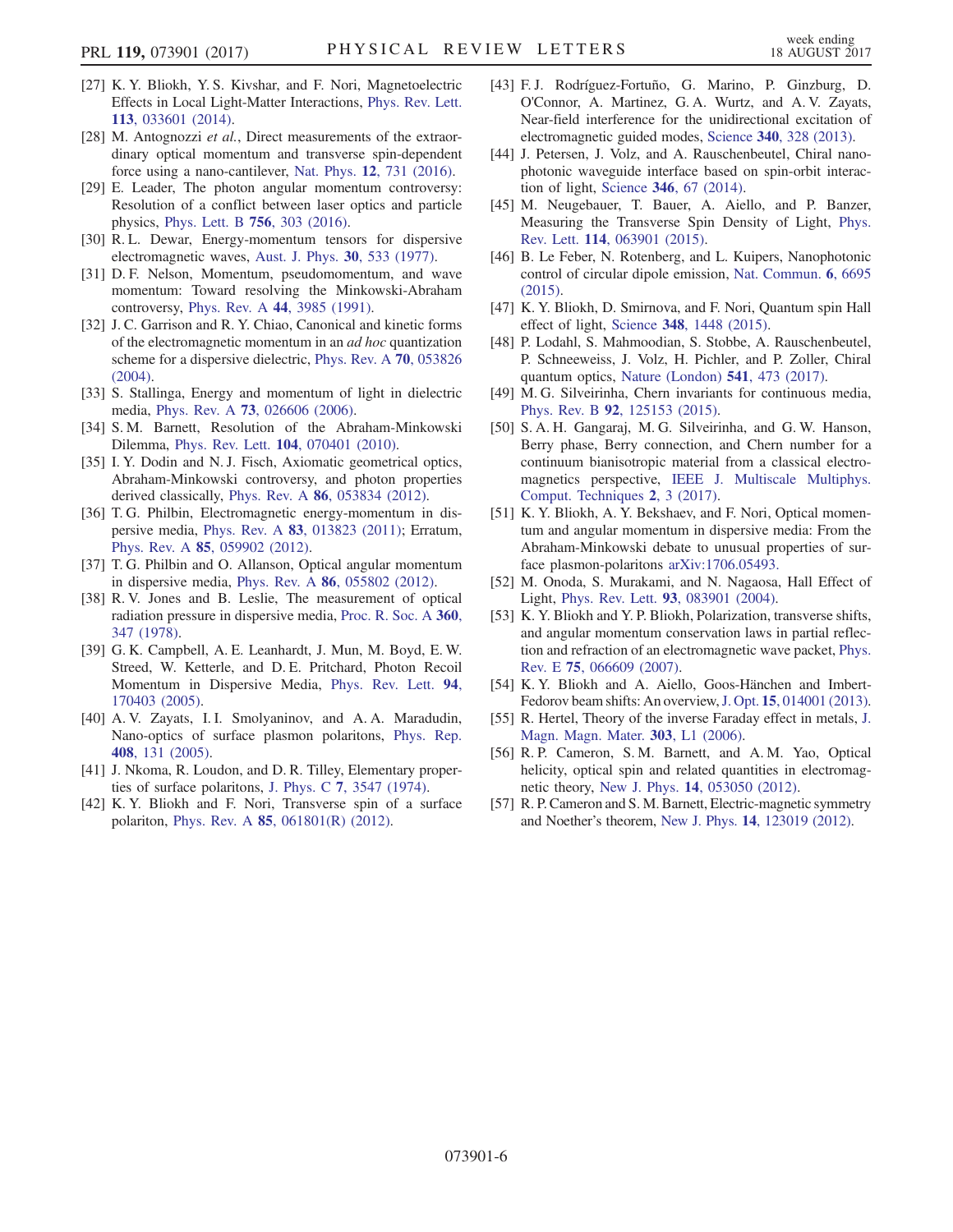[27] K. Y. Bliokh, Y. S. Kivshar, and F. Nori, Magnetoelectric Effects in Local Light-Matter Interactions, Phys. Rev. Lett. **113**, 033601 (2014).

[28] M. Antognozzi *et al.*, Direct measurements of the extraordinary optical momentum and transverse spin-dependent force using a nano-cantilever, Nat. Phys. **12**, 731 (2016).

[29] E. Leader, The photon angular momentum controversy: Resolution of a conflict between laser optics and particle physics, Phys. Lett. B **756**, 303 (2016).

[30] R. L. Dewar, Energy-momentum tensors for dispersive electromagnetic waves, Aust. J. Phys. **30**, 533 (1977).

[31] D. F. Nelson, Momentum, pseudomomentum, and wave momentum: Toward resolving the Minkowski-Abraham controversy, Phys. Rev. A **44**, 3985 (1991).

[32] J. C. Garrison and R. Y. Chiao, Canonical and kinetic forms of the electromagnetic momentum in an *ad hoc* quantization scheme for a dispersive dielectric, Phys. Rev. A **70**, 053826 (2004).

[33] S. Stallinga, Energy and momentum of light in dielectric media, Phys. Rev. A **73**, 026606 (2006).

[34] S. M. Barnett, Resolution of the Abraham-Minkowski Dilemma, Phys. Rev. Lett. **104**, 070401 (2010).

[35] I. Y. Dodin and N. J. Fisch, Axiomatic geometrical optics, Abraham-Minkowski controversy, and photon properties derived classically, Phys. Rev. A **86**, 053834 (2012).

[36] T. G. Philbin, Electromagnetic energy-momentum in dispersive media, Phys. Rev. A **83**, 013823 (2011); Erratum, Phys. Rev. A **85**, 059902 (2012).

[37] T. G. Philbin and O. Allanson, Optical angular momentum in dispersive media, Phys. Rev. A **86**, 055802 (2012).

[38] R. V. Jones and B. Leslie, The measurement of optical radiation pressure in dispersive media, Proc. R. Soc. A **360**, 347 (1978).

[39] G. K. Campbell, A. E. Leanhardt, J. Mun, M. Boyd, E. W. Streed, W. Ketterle, and D. E. Pritchard, Photon Recoil Momentum in Dispersive Media, Phys. Rev. Lett. **94**, 170403 (2005).

[40] A. V. Zayats, I. I. Smolyaninov, and A. A. Maradudin, Nano-optics of surface plasmon polaritons, Phys. Rep. **408**, 131 (2005).

[41] J. Nkoma, R. Loudon, and D. R. Tilley, Elementary properties of surface polaritons, J. Phys. C **7**, 3547 (1974).

[42] K. Y. Bliokh and F. Nori, Transverse spin of a surface polariton, Phys. Rev. A **85**, 061801(R) (2012).

[43] F. J. Rodríguez-Fortuño, G. Marino, P. Ginzburg, D. O'Connor, A. Martinez, G. A. Wurtz, and A. V. Zayats, Near-field interference for the unidirectional excitation of electromagnetic guided modes, Science **340**, 328 (2013).

[44] J. Petersen, J. Volz, and A. Rauschenbeutel, Chiral nanophotonic waveguide interface based on spin-orbit interaction of light, Science **346**, 67 (2014).

[45] M. Neugebauer, T. Bauer, A. Aiello, and P. Banzer, Measuring the Transverse Spin Density of Light, Phys. Rev. Lett. **114**, 063901 (2015).

[46] B. Le Feber, N. Rotenberg, and L. Kuipers, Nanophotonic control of circular dipole emission, Nat. Commun. **6**, 6695 (2015).

[47] K. Y. Bliokh, D. Smirnova, and F. Nori, Quantum spin Hall effect of light, Science **348**, 1448 (2015).

[48] P. Lodahl, S. Mahmoodian, S. Stobbe, A. Rauschenbeutel, P. Schneeweiss, J. Volz, H. Pichler, and P. Zoller, Chiral quantum optics, Nature (London) **541**, 473 (2017).

[49] M. G. Silveirinha, Chern invariants for continuous media, Phys. Rev. B **92**, 125153 (2015).

[50] S. A. H. Gangaraj, M. G. Silveirinha, and G. W. Hanson, Berry phase, Berry connection, and Chern number for a continuum bianisotropic material from a classical electromagnetics perspective, IEEE J. Multiscale Multiphys. Comput. Techniques **2**, 3 (2017).

[51] K. Y. Bliokh, A. Y. Bekshaev, and F. Nori, Optical momentum and angular momentum in dispersive media: From the Abraham-Minkowski debate to unusual properties of surface plasmon-polaritons arXiv:1706.05493.

[52] M. Onoda, S. Murakami, and N. Nagaosa, Hall Effect of Light, Phys. Rev. Lett. **93**, 083901 (2004).

[53] K. Y. Bliokh and Y. P. Bliokh, Polarization, transverse shifts, and angular momentum conservation laws in partial reflection and refraction of an electromagnetic wave packet, Phys. Rev. E **75**, 066609 (2007).

[54] K. Y. Bliokh and A. Aiello, Goos-Hänchen and Imbert-Fedorov beam shifts: An overview, J. Opt. **15**, 014001 (2013).

[55] R. Hertel, Theory of the inverse Faraday effect in metals, J. Magn. Magn. Mater. **303**, L1 (2006).

[56] R. P. Cameron, S. M. Barnett, and A. M. Yao, Optical helicity, optical spin and related quantities in electromagnetic theory, New J. Phys. **14**, 053050 (2012).

[57] R. P. Cameron and S. M. Barnett, Electric-magnetic symmetry and Noether's theorem, New J. Phys. **14**, 123019 (2012).